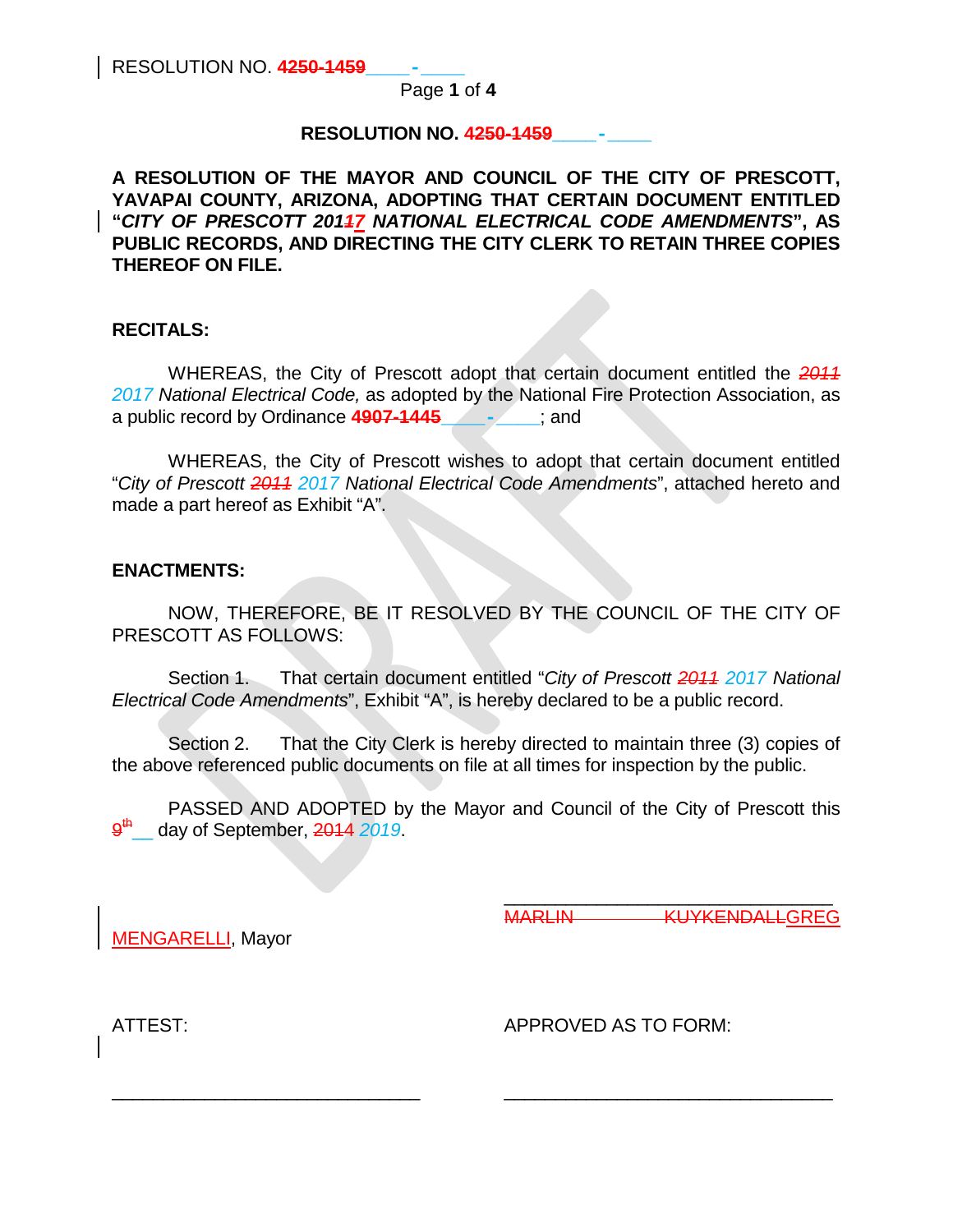**RESOLUTION NO. ~~4250-1459~~____-____**

**A RESOLUTION OF THE MAYOR AND COUNCIL OF THE CITY OF PRESCOTT, YAVAPAI COUNTY, ARIZONA, ADOPTING THAT CERTAIN DOCUMENT ENTITLED "*CITY OF PRESCOTT 20117 NATIONAL ELECTRICAL CODE AMENDMENTS*", AS PUBLIC RECORDS, AND DIRECTING THE CITY CLERK TO RETAIN THREE COPIES THEREOF ON FILE.**

**RECITALS:**

WHEREAS, the City of Prescott adopt that certain document entitled the ~~*2011*~~ *2017 National Electrical Code,* as adopted by the National Fire Protection Association, as a public record by Ordinance **~~4907-1445~~**____-____; and

WHEREAS, the City of Prescott wishes to adopt that certain document entitled "*City of Prescott ~~2011~~ 2017 National Electrical Code Amendments*", attached hereto and made a part hereof as Exhibit "A".

**ENACTMENTS:**

NOW, THEREFORE, BE IT RESOLVED BY THE COUNCIL OF THE CITY OF PRESCOTT AS FOLLOWS:

Section 1. That certain document entitled "*City of Prescott ~~2011~~ 2017 National Electrical Code Amendments*", Exhibit "A", is hereby declared to be a public record.

Section 2. That the City Clerk is hereby directed to maintain three (3) copies of the above referenced public documents on file at all times for inspection by the public.

PASSED AND ADOPTED by the Mayor and Council of the City of Prescott this ~~9th~~__ day of September, ~~2014~~ *2019*.

_______________________________
~~MARLIN KUYKENDALL~~GREG MENGARELLI, Mayor

ATTEST:

_______________________________

APPROVED AS TO FORM:

_______________________________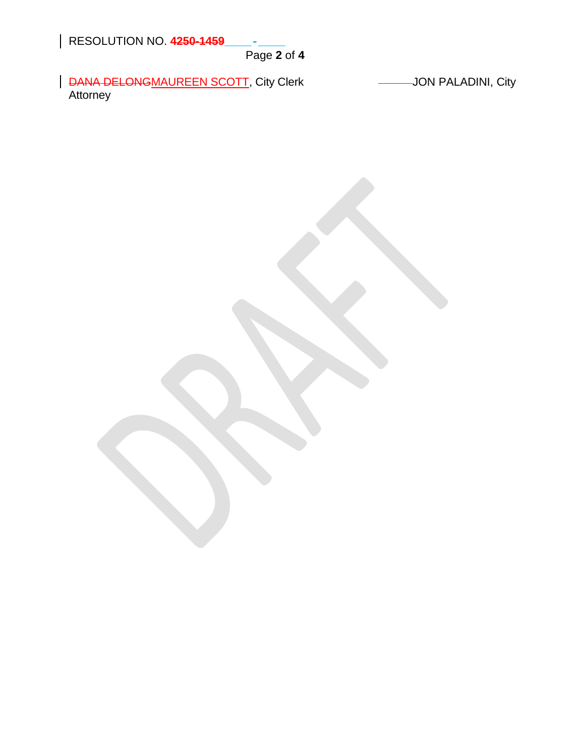RESOLUTION NO. ~~4250-1459~~\_\_\_\_-\_\_\_\_

~~DANA DELONG~~MAUREEN SCOTT, City Clerk JON PALADINI, City Attorney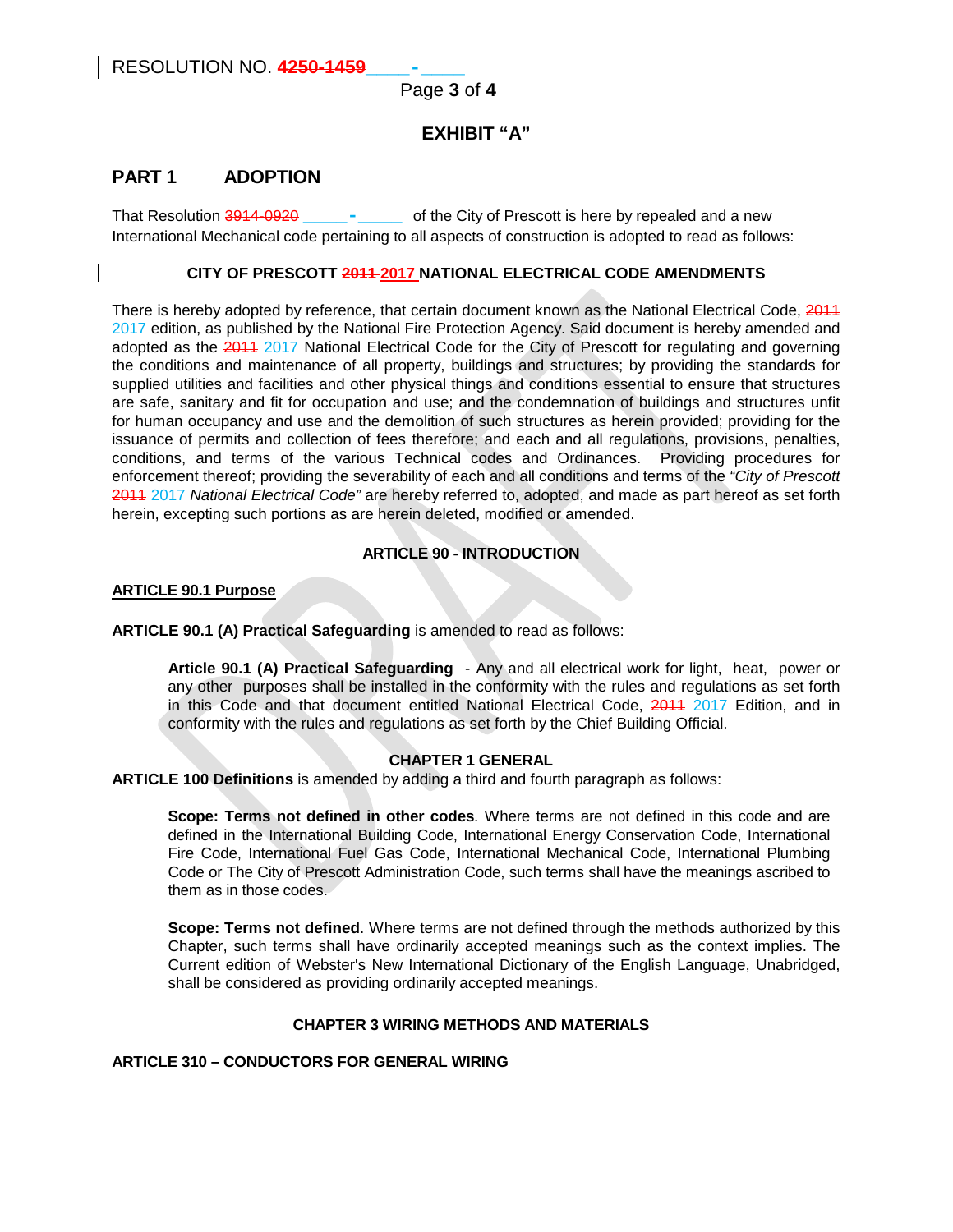# EXHIBIT "A"

## PART 1 ADOPTION

That Resolution ~~3914-0920~~ \_\_\_\_\_ - \_\_\_\_\_ of the City of Prescott is here by repealed and a new International Mechanical code pertaining to all aspects of construction is adopted to read as follows:

**CITY OF PRESCOTT ~~2011~~ 2017 NATIONAL ELECTRICAL CODE AMENDMENTS**

There is hereby adopted by reference, that certain document known as the National Electrical Code, ~~2011~~ 2017 edition, as published by the National Fire Protection Agency. Said document is hereby amended and adopted as the ~~2011~~ 2017 National Electrical Code for the City of Prescott for regulating and governing the conditions and maintenance of all property, buildings and structures; by providing the standards for supplied utilities and facilities and other physical things and conditions essential to ensure that structures are safe, sanitary and fit for occupation and use; and the condemnation of buildings and structures unfit for human occupancy and use and the demolition of such structures as herein provided; providing for the issuance of permits and collection of fees therefore; and each and all regulations, provisions, penalties, conditions, and terms of the various Technical codes and Ordinances. Providing procedures for enforcement thereof; providing the severability of each and all conditions and terms of the *"City of Prescott ~~2011~~ 2017 National Electrical Code"* are hereby referred to, adopted, and made as part hereof as set forth herein, excepting such portions as are herein deleted, modified or amended.

**ARTICLE 90 - INTRODUCTION**

**ARTICLE 90.1 Purpose**

**ARTICLE 90.1 (A) Practical Safeguarding** is amended to read as follows:

> **Article 90.1 (A) Practical Safeguarding** - Any and all electrical work for light, heat, power or any other purposes shall be installed in the conformity with the rules and regulations as set forth in this Code and that document entitled National Electrical Code, ~~2011~~ 2017 Edition, and in conformity with the rules and regulations as set forth by the Chief Building Official.

**CHAPTER 1 GENERAL**

**ARTICLE 100 Definitions** is amended by adding a third and fourth paragraph as follows:

> **Scope: Terms not defined in other codes**. Where terms are not defined in this code and are defined in the International Building Code, International Energy Conservation Code, International Fire Code, International Fuel Gas Code, International Mechanical Code, International Plumbing Code or The City of Prescott Administration Code, such terms shall have the meanings ascribed to them as in those codes.

> **Scope: Terms not defined**. Where terms are not defined through the methods authorized by this Chapter, such terms shall have ordinarily accepted meanings such as the context implies. The Current edition of Webster's New International Dictionary of the English Language, Unabridged, shall be considered as providing ordinarily accepted meanings.

**CHAPTER 3 WIRING METHODS AND MATERIALS**

**ARTICLE 310 – CONDUCTORS FOR GENERAL WIRING**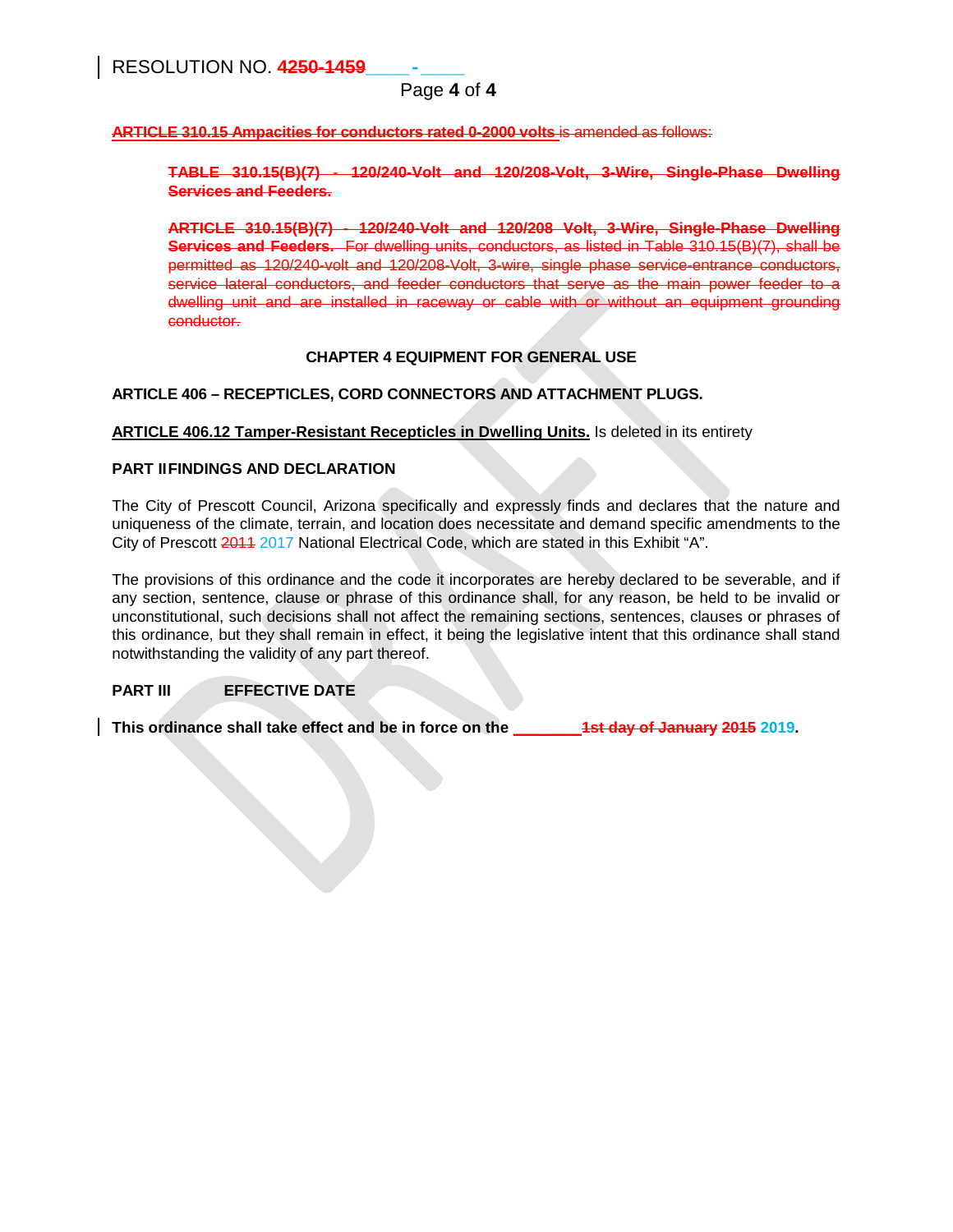ARTICLE 310.15 Ampacities for conductors rated 0-2000 volts is amended as follows:

> **TABLE 310.15(B)(7) - 120/240-Volt and 120/208-Volt, 3-Wire, Single-Phase Dwelling Services and Feeders.**
>
> **ARTICLE 310.15(B)(7) - 120/240-Volt and 120/208 Volt, 3-Wire, Single-Phase Dwelling Services and Feeders.** For dwelling units, conductors, as listed in Table 310.15(B)(7), shall be permitted as 120/240-volt and 120/208-Volt, 3-wire, single phase service-entrance conductors, service lateral conductors, and feeder conductors that serve as the main power feeder to a dwelling unit and are installed in raceway or cable with or without an equipment grounding conductor.

**CHAPTER 4 EQUIPMENT FOR GENERAL USE**

**ARTICLE 406 – RECEPTICLES, CORD CONNECTORS AND ATTACHMENT PLUGS.**

**ARTICLE 406.12 Tamper-Resistant Recepticles in Dwelling Units.** Is deleted in its entirety

**PART II FINDINGS AND DECLARATION**

The City of Prescott Council, Arizona specifically and expressly finds and declares that the nature and uniqueness of the climate, terrain, and location does necessitate and demand specific amendments to the City of Prescott 2011 2017 National Electrical Code, which are stated in this Exhibit "A".

The provisions of this ordinance and the code it incorporates are hereby declared to be severable, and if any section, sentence, clause or phrase of this ordinance shall, for any reason, be held to be invalid or unconstitutional, such decisions shall not affect the remaining sections, sentences, clauses or phrases of this ordinance, but they shall remain in effect, it being the legislative intent that this ordinance shall stand notwithstanding the validity of any part thereof.

**PART III EFFECTIVE DATE**

**This ordinance shall take effect and be in force on the ________1st day of January 2015 2019.**